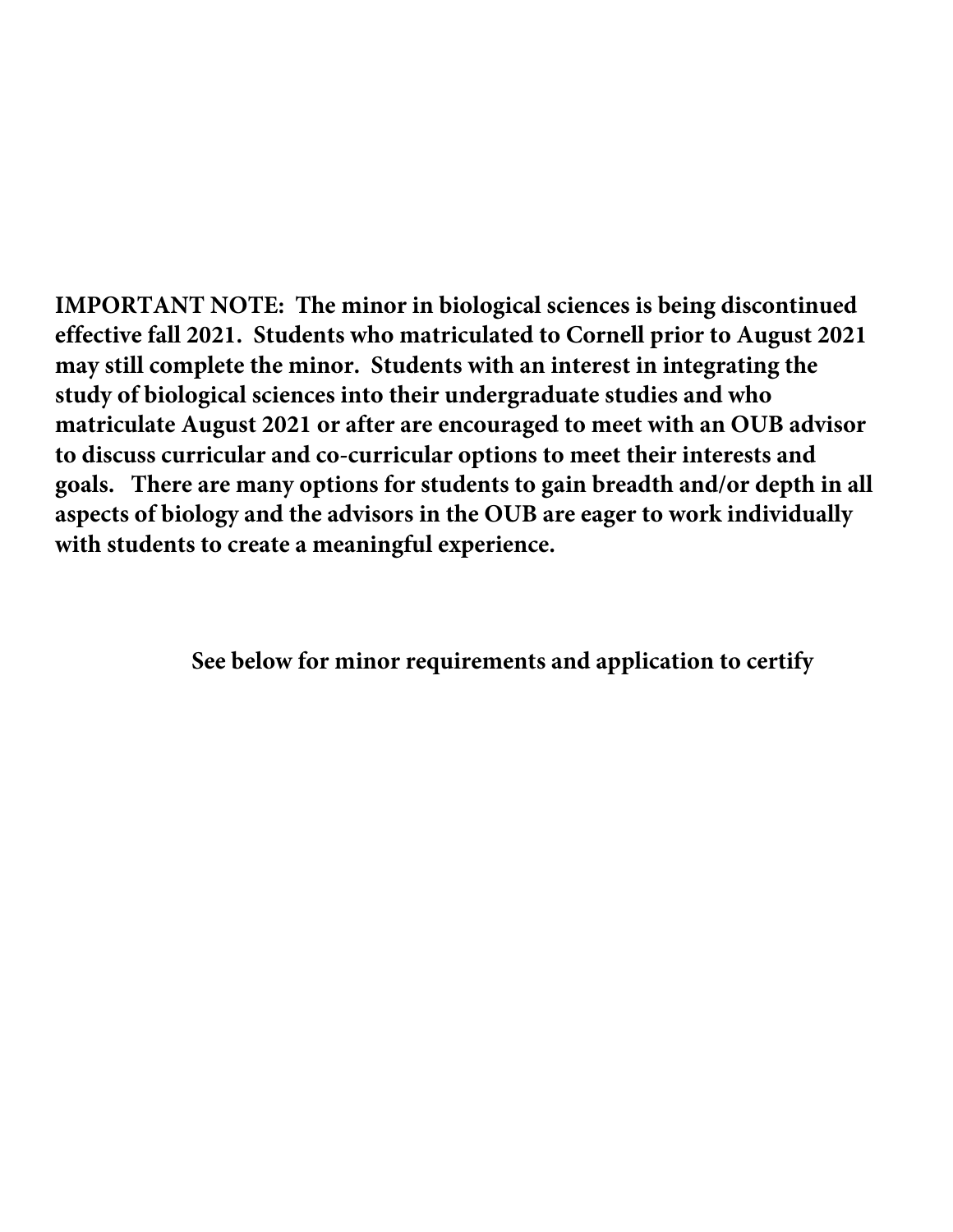**IMPORTANT NOTE: The minor in biological sciences is being discontinued effective fall 2021. Students who matriculated to Cornell prior to August 2021 may still complete the minor. Students with an interest in integrating the study of biological sciences into their undergraduate studies and who matriculate August 2021 or after are encouraged to meet with an OUB advisor to discuss curricular and co-curricular options to meet their interests and goals. There are many options for students to gain breadth and/or depth in all aspects of biology and the advisors in the OUB are eager to work individually with students to create a meaningful experience.**

**See below for minor requirements and application to certify**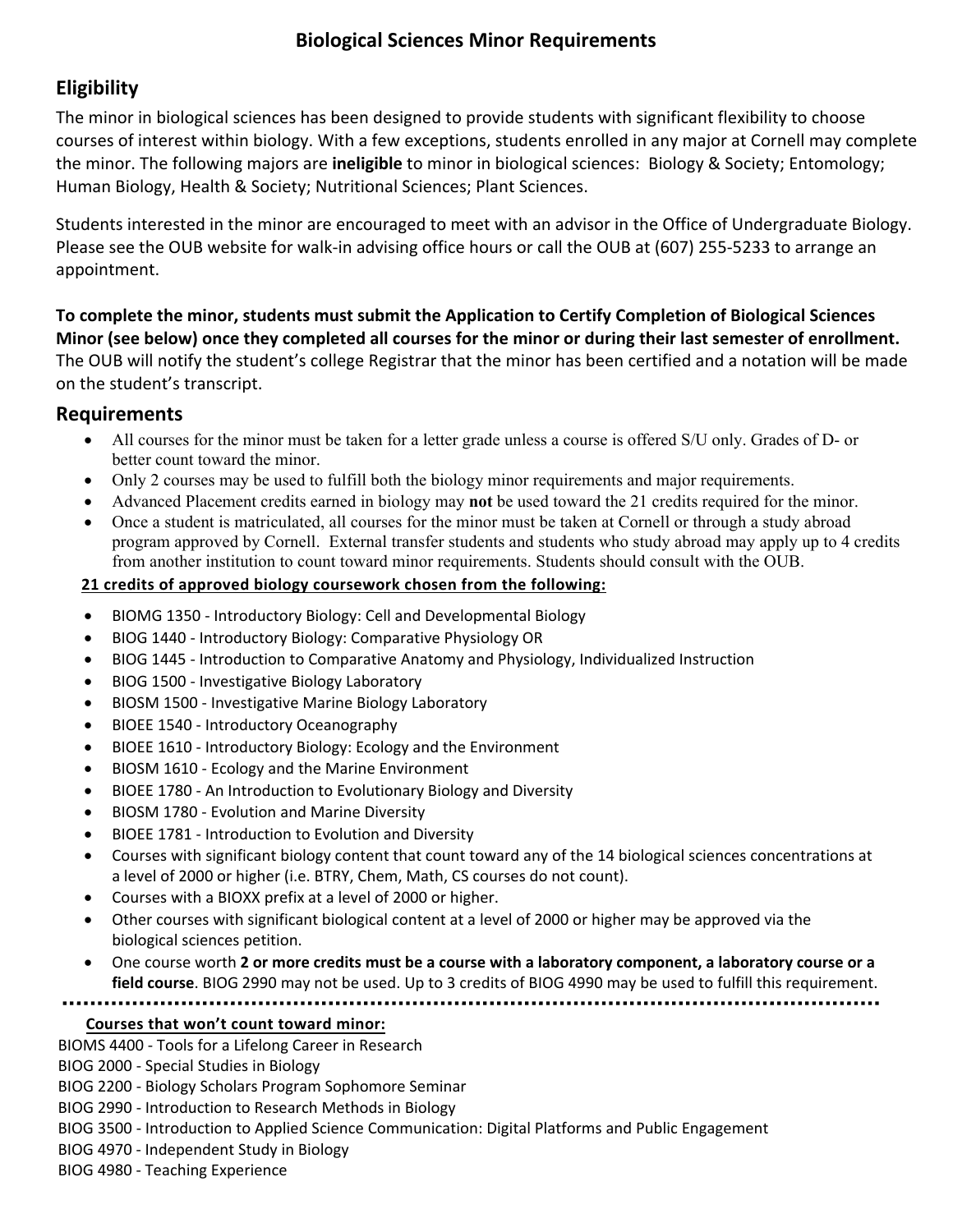# Biological Sciences Minor Requirements

## Eligibility

The minor in biological sciences has been designed to provide students with significant flexibility to choose courses of interest within biology. With a few exceptions, students enrolled in any major at Cornell may complete the minor. The following majors are **ineligible** to minor in biological sciences: Biology & Society; Entomology; Human Biology, Health & Society; Nutritional Sciences; Plant Sciences.

Students interested in the minor are encouraged to meet with an advisor in the Office of Undergraduate Biology. Please see the OUB website for walk-in advising office hours or call the OUB at (607) 255-5233 to arrange an appointment.

**To complete the minor, students must submit the Application to Certify Completion of Biological Sciences Minor (see below) once they completed all courses for the minor or during their last semester of enrollment.** The OUB will notify the student's college Registrar that the minor has been certified and a notation will be made on the student's transcript.

## Requirements

- All courses for the minor must be taken for a letter grade unless a course is offered S/U only. Grades of D- or better count toward the minor.
- Only 2 courses may be used to fulfill both the biology minor requirements and major requirements.
- Advanced Placement credits earned in biology may **not** be used toward the 21 credits required for the minor.
- Once a student is matriculated, all courses for the minor must be taken at Cornell or through a study abroad program approved by Cornell. External transfer students and students who study abroad may apply up to 4 credits from another institution to count toward minor requirements. Students should consult with the OUB.

**<u>21 credits of approved biology coursework chosen from the following:</u>**

- BIOMG 1350 - Introductory Biology: Cell and Developmental Biology
- BIOG 1440 - Introductory Biology: Comparative Physiology OR
- BIOG 1445 - Introduction to Comparative Anatomy and Physiology, Individualized Instruction
- BIOG 1500 - Investigative Biology Laboratory
- BIOSM 1500 - Investigative Marine Biology Laboratory
- BIOEE 1540 - Introductory Oceanography
- BIOEE 1610 - Introductory Biology: Ecology and the Environment
- BIOSM 1610 - Ecology and the Marine Environment
- BIOEE 1780 - An Introduction to Evolutionary Biology and Diversity
- BIOSM 1780 - Evolution and Marine Diversity
- BIOEE 1781 - Introduction to Evolution and Diversity
- Courses with significant biology content that count toward any of the 14 biological sciences concentrations at a level of 2000 or higher (i.e. BTRY, Chem, Math, CS courses do not count).
- Courses with a BIOXX prefix at a level of 2000 or higher.
- Other courses with significant biological content at a level of 2000 or higher may be approved via the biological sciences petition.
- One course worth **2 or more credits must be a course with a laboratory component, a laboratory course or a field course**. BIOG 2990 may not be used. Up to 3 credits of BIOG 4990 may be used to fulfill this requirement.

---

**<u>Courses that won't count toward minor:</u>**

BIOMS 4400 - Tools for a Lifelong Career in Research
BIOG 2000 - Special Studies in Biology
BIOG 2200 - Biology Scholars Program Sophomore Seminar
BIOG 2990 - Introduction to Research Methods in Biology
BIOG 3500 - Introduction to Applied Science Communication: Digital Platforms and Public Engagement
BIOG 4970 - Independent Study in Biology
BIOG 4980 - Teaching Experience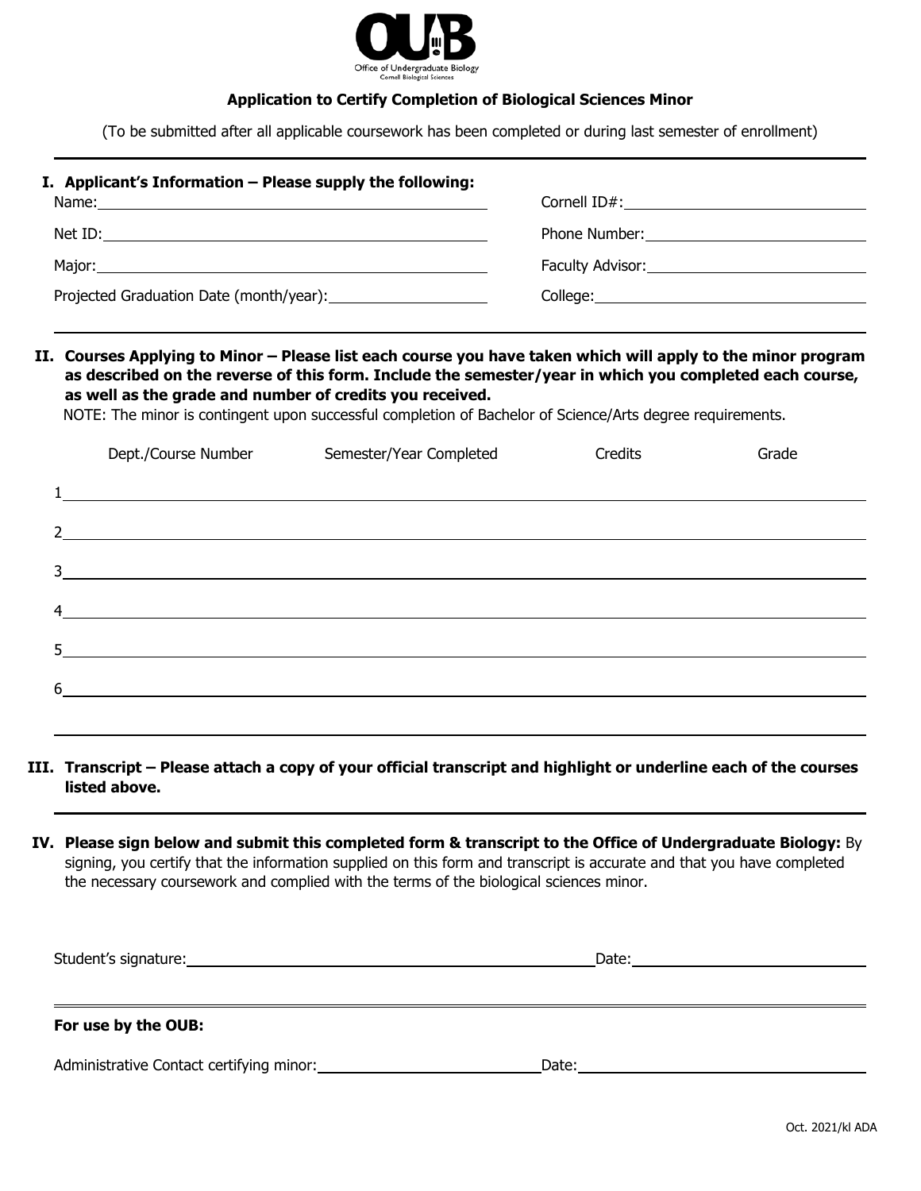OUB
Office of Undergraduate Biology
Cornell Biological Sciences

# Application to Certify Completion of Biological Sciences Minor

(To be submitted after all applicable coursework has been completed or during last semester of enrollment)

## I. Applicant's Information – Please supply the following:

Name: ______________________ Cornell ID#: ______________________

Net ID: ______________________ Phone Number: ______________________

Major: ______________________ Faculty Advisor: ______________________

Projected Graduation Date (month/year): ______________________ College: ______________________

## II. Courses Applying to Minor – Please list each course you have taken which will apply to the minor program as described on the reverse of this form. Include the semester/year in which you completed each course, as well as the grade and number of credits you received.

NOTE: The minor is contingent upon successful completion of Bachelor of Science/Arts degree requirements.

| | Dept./Course Number | Semester/Year Completed | Credits | Grade |
|---|---|---|---|---|
| 1 | | | | |
| 2 | | | | |
| 3 | | | | |
| 4 | | | | |
| 5 | | | | |
| 6 | | | | |

## III. Transcript – Please attach a copy of your official transcript and highlight or underline each of the courses listed above.

## IV. Please sign below and submit this completed form & transcript to the Office of Undergraduate Biology:

By signing, you certify that the information supplied on this form and transcript is accurate and that you have completed the necessary coursework and complied with the terms of the biological sciences minor.

Student's signature: ______________________ Date: ______________________

**For use by the OUB:**

Administrative Contact certifying minor: ______________________ Date: ______________________

Oct. 2021/kl ADA